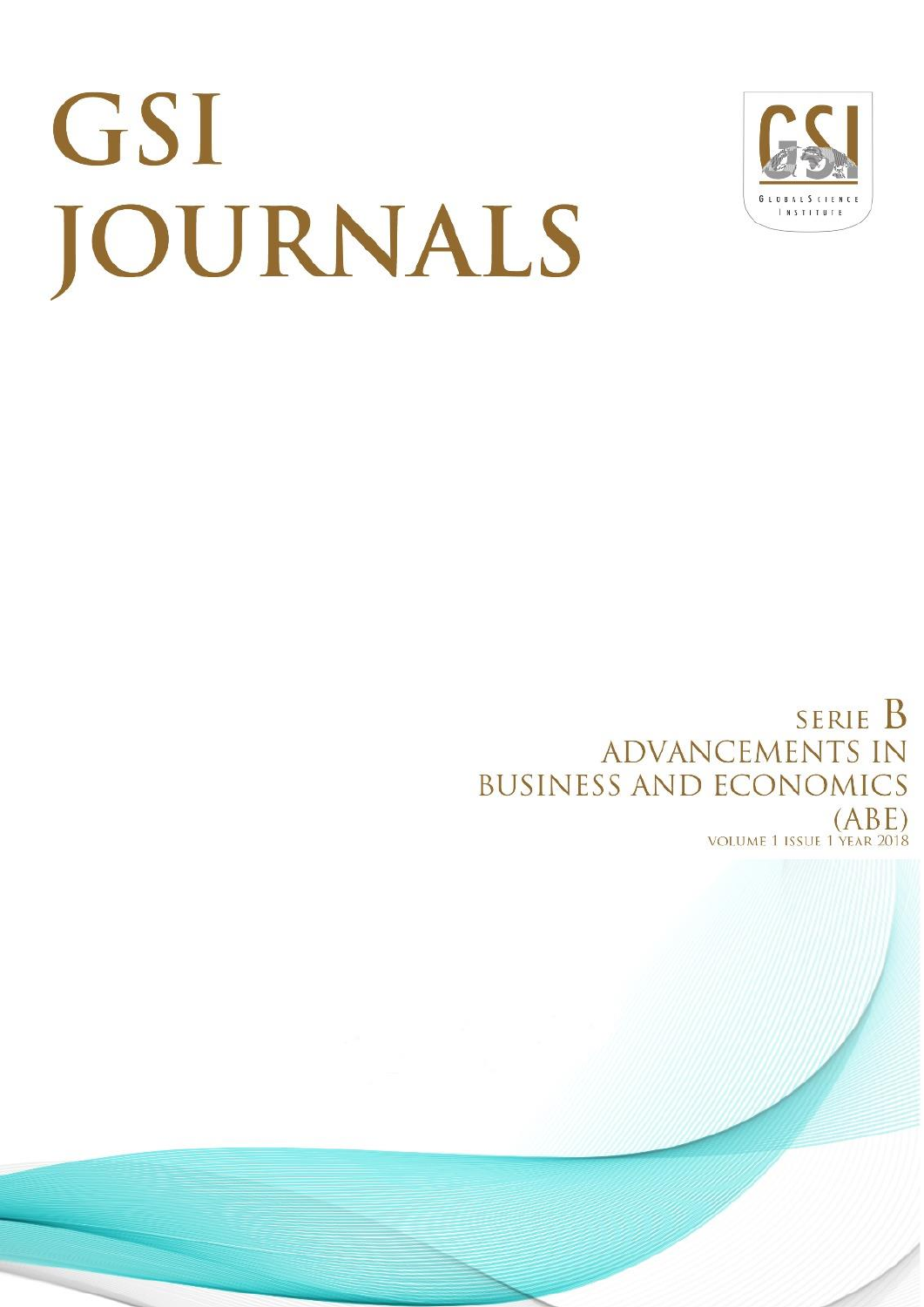# GSI JOURNALS

GLOBAL SCIENCE INSTITUTE

SERIE B

ADVANCEMENTS IN BUSINESS AND ECONOMICS (ABE)

VOLUME 1 ISSUE 1 YEAR 2018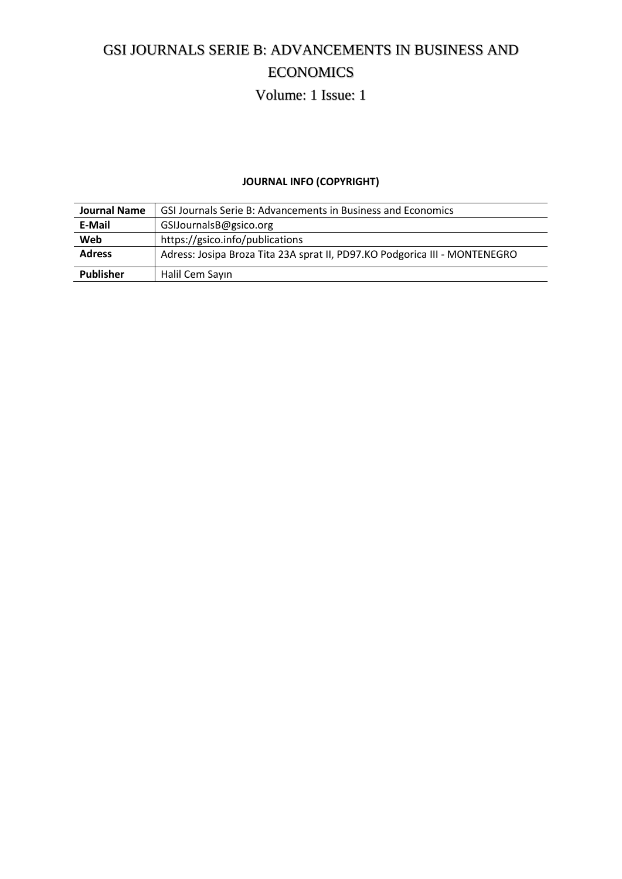# GSI JOURNALS SERIE B: ADVANCEMENTS IN BUSINESS AND ECONOMICS

Volume: 1 Issue: 1

**JOURNAL INFO (COPYRIGHT)**

| **Journal Name** | GSI Journals Serie B: Advancements in Business and Economics |
|---|---|
| **E-Mail** | GSIJournalsB@gsico.org |
| **Web** | https://gsico.info/publications |
| **Adress** | Adress: Josipa Broza Tita 23A sprat II, PD97.KO Podgorica III - MONTENEGRO |
| **Publisher** | Halil Cem Sayın |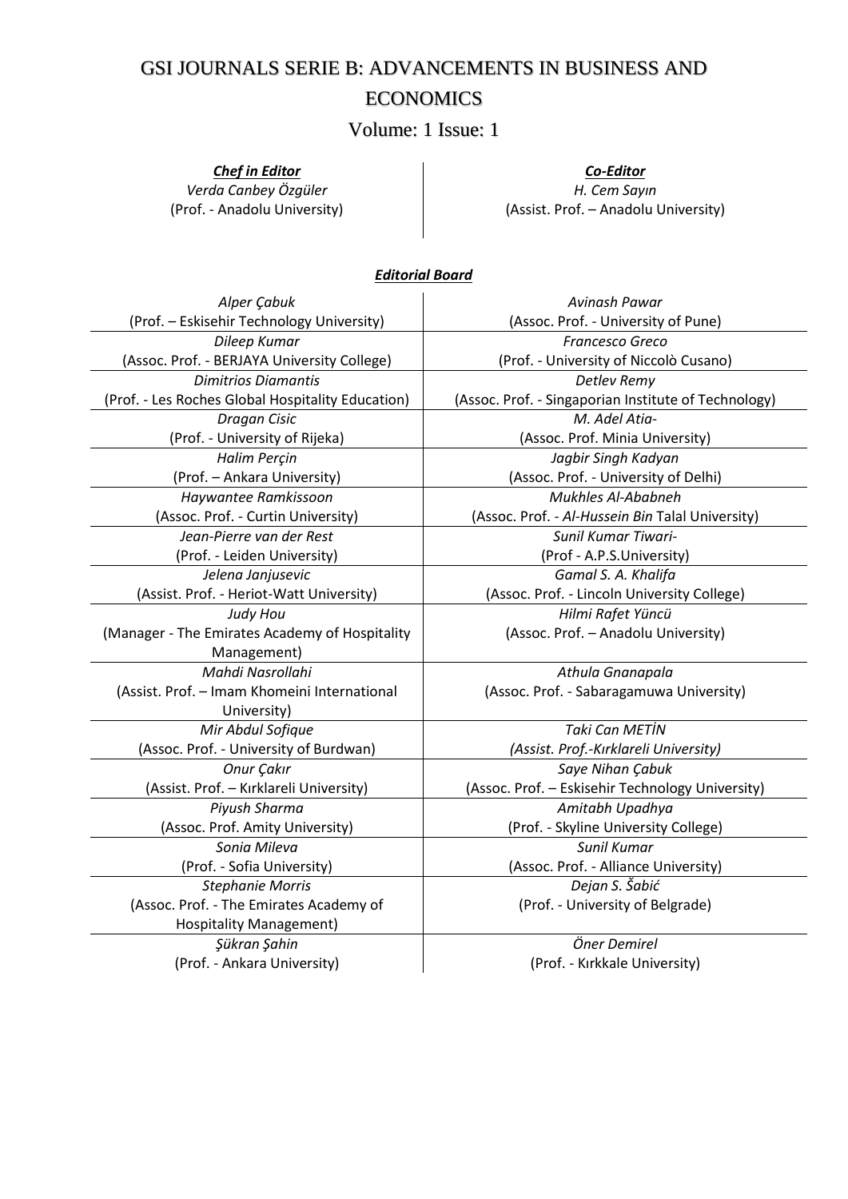# GSI JOURNALS SERIE B: ADVANCEMENTS IN BUSINESS AND ECONOMICS

## Volume: 1 Issue: 1

| ***Chef in Editor*** | ***Co-Editor*** |
|---|---|
| *Verda Canbey Özgüler* (Prof. - Anadolu University) | *H. Cem Sayın* (Assist. Prof. – Anadolu University) |

***Editorial Board***

| | |
|---|---|
| *Alper Çabuk* (Prof. – Eskisehir Technology University) | *Avinash Pawar* (Assoc. Prof. - University of Pune) |
| *Dileep Kumar* (Assoc. Prof. - BERJAYA University College) | *Francesco Greco* (Prof. - University of Niccolò Cusano) |
| *Dimitrios Diamantis* (Prof. - Les Roches Global Hospitality Education) | *Detlev Remy* (Assoc. Prof. - Singaporian Institute of Technology) |
| *Dragan Cisic* (Prof. - University of Rijeka) | *M. Adel Atia-* (Assoc. Prof. Minia University) |
| *Halim Perçin* (Prof. – Ankara University) | *Jagbir Singh Kadyan* (Assoc. Prof. - University of Delhi) |
| *Haywantee Ramkissoon* (Assoc. Prof. - Curtin University) | *Mukhles Al-Ababneh* (Assoc. Prof. - *Al-Hussein Bin* Talal University) |
| *Jean-Pierre van der Rest* (Prof. - Leiden University) | *Sunil Kumar Tiwari-* (Prof - A.P.S.University) |
| *Jelena Janjusevic* (Assist. Prof. - Heriot-Watt University) | *Gamal S. A. Khalifa* (Assoc. Prof. - Lincoln University College) |
| *Judy Hou* (Manager - The Emirates Academy of Hospitality Management) | *Hilmi Rafet Yüncü* (Assoc. Prof. – Anadolu University) |
| *Mahdi Nasrollahi* (Assist. Prof. – Imam Khomeini International University) | *Athula Gnanapala* (Assoc. Prof. - Sabaragamuwa University) |
| *Mir Abdul Sofique* (Assoc. Prof. - University of Burdwan) | *Taki Can METİN* *(Assist. Prof.-Kırklareli University)* |
| *Onur Çakır* (Assist. Prof. – Kırklareli University) | *Saye Nihan Çabuk* (Assoc. Prof. – Eskisehir Technology University) |
| *Piyush Sharma* (Assoc. Prof. Amity University) | *Amitabh Upadhya* (Prof. - Skyline University College) |
| *Sonia Mileva* (Prof. - Sofia University) | *Sunil Kumar* (Assoc. Prof. - Alliance University) |
| *Stephanie Morris* (Assoc. Prof. - The Emirates Academy of Hospitality Management) | *Dejan S. Šabić* (Prof. - University of Belgrade) |
| *Şükran Şahin* (Prof. - Ankara University) | *Öner Demirel* (Prof. - Kırkkale University) |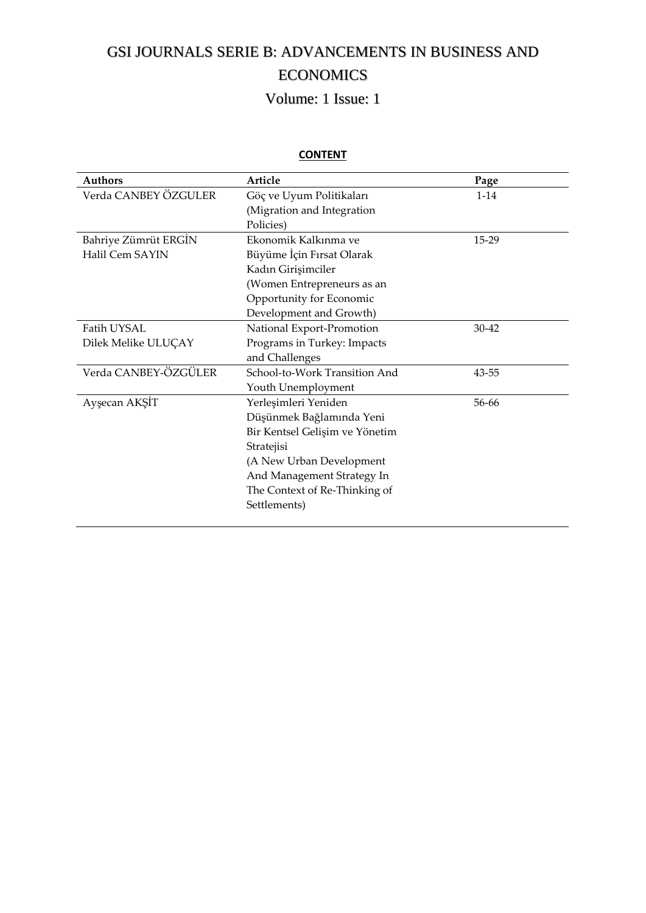# GSI JOURNALS SERIE B: ADVANCEMENTS IN BUSINESS AND ECONOMICS

## Volume: 1 Issue: 1

**CONTENT**

| Authors | Article | Page |
|---|---|---|
| Verda CANBEY ÖZGULER | Göç ve Uyum Politikaları (Migration and Integration Policies) | 1-14 |
| Bahriye Zümrüt ERGİN<br>Halil Cem SAYIN | Ekonomik Kalkınma ve Büyüme İçin Fırsat Olarak Kadın Girişimciler (Women Entrepreneurs as an Opportunity for Economic Development and Growth) | 15-29 |
| Fatih UYSAL<br>Dilek Melike ULUÇAY | National Export-Promotion Programs in Turkey: Impacts and Challenges | 30-42 |
| Verda CANBEY-ÖZGÜLER | School-to-Work Transition And Youth Unemployment | 43-55 |
| Ayşecan AKŞİT | Yerleşimleri Yeniden Düşünmek Bağlamında Yeni Bir Kentsel Gelişim ve Yönetim Stratejisi (A New Urban Development And Management Strategy In The Context of Re-Thinking of Settlements) | 56-66 |